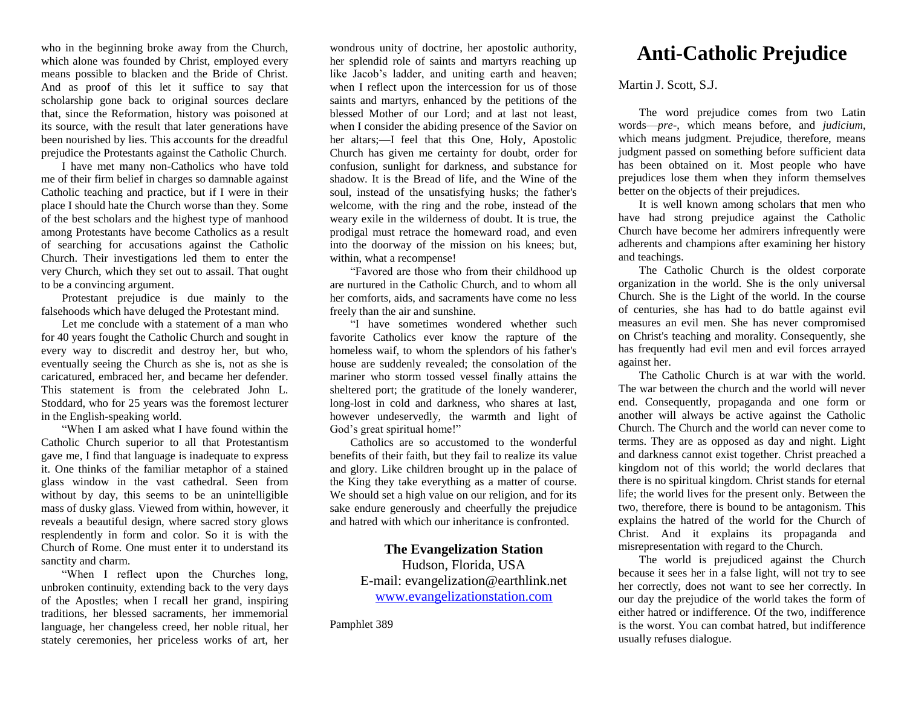who in the beginning broke away from the Church, which alone was founded by Christ, employed every means possible to blacken and the Bride of Christ. And as proof of this let it suffice to say that scholarship gone back to original sources declare that, since the Reformation, history was poisoned at its source, with the result that later generations have been nourished by lies. This accounts for the dreadful prejudice the Protestants against the Catholic Church.

I have met many non-Catholics who have told me of their firm belief in charges so damnable against Catholic teaching and practice, but if I were in their place I should hate the Church worse than they. Some of the best scholars and the highest type of manhood among Protestants have become Catholics as a result of searching for accusations against the Catholic Church. Their investigations led them to enter the very Church, which they set out to assail. That ought to be a convincing argument.

Protestant prejudice is due mainly to the falsehoods which have deluged the Protestant mind.

Let me conclude with a statement of a man who for 40 years fought the Catholic Church and sought in every way to discredit and destroy her, but who, eventually seeing the Church as she is, not as she is caricatured, embraced her, and became her defender. This statement is from the celebrated John L. Stoddard, who for 25 years was the foremost lecturer in the English-speaking world.

"When I am asked what I have found within the Catholic Church superior to all that Protestantism gave me, I find that language is inadequate to express it. One thinks of the familiar metaphor of a stained glass window in the vast cathedral. Seen from without by day, this seems to be an unintelligible mass of dusky glass. Viewed from within, however, it reveals a beautiful design, where sacred story glows resplendently in form and color. So it is with the Church of Rome. One must enter it to understand its sanctity and charm.

"When I reflect upon the Churches long, unbroken continuity, extending back to the very days of the Apostles; when I recall her grand, inspiring traditions, her blessed sacraments, her immemorial language, her changeless creed, her noble ritual, her stately ceremonies, her priceless works of art, her wondrous unity of doctrine, her apostolic authority, her splendid role of saints and martyrs reaching up like Jacob's ladder, and uniting earth and heaven; when I reflect upon the intercession for us of those saints and martyrs, enhanced by the petitions of the blessed Mother of our Lord; and at last not least, when I consider the abiding presence of the Savior on her altars;—I feel that this One, Holy, Apostolic Church has given me certainty for doubt, order for confusion, sunlight for darkness, and substance for shadow. It is the Bread of life, and the Wine of the soul, instead of the unsatisfying husks; the father's welcome, with the ring and the robe, instead of the weary exile in the wilderness of doubt. It is true, the prodigal must retrace the homeward road, and even into the doorway of the mission on his knees; but, within, what a recompense!

"Favored are those who from their childhood up are nurtured in the Catholic Church, and to whom all her comforts, aids, and sacraments have come no less freely than the air and sunshine.

"I have sometimes wondered whether such favorite Catholics ever know the rapture of the homeless waif, to whom the splendors of his father's house are suddenly revealed; the consolation of the mariner who storm tossed vessel finally attains the sheltered port; the gratitude of the lonely wanderer, long-lost in cold and darkness, who shares at last, however undeservedly, the warmth and light of God's great spiritual home!"

Catholics are so accustomed to the wonderful benefits of their faith, but they fail to realize its value and glory. Like children brought up in the palace of the King they take everything as a matter of course. We should set a high value on our religion, and for its sake endure generously and cheerfully the prejudice and hatred with which our inheritance is confronted.

**The Evangelization Station**
Hudson, Florida, USA
E-mail: evangelization@earthlink.net
www.evangelizationstation.com

Pamphlet 389

# Anti-Catholic Prejudice

Martin J. Scott, S.J.

The word prejudice comes from two Latin words—*pre-*, which means before, and *judicium*, which means judgment. Prejudice, therefore, means judgment passed on something before sufficient data has been obtained on it. Most people who have prejudices lose them when they inform themselves better on the objects of their prejudices.

It is well known among scholars that men who have had strong prejudice against the Catholic Church have become her admirers infrequently were adherents and champions after examining her history and teachings.

The Catholic Church is the oldest corporate organization in the world. She is the only universal Church. She is the Light of the world. In the course of centuries, she has had to do battle against evil measures an evil men. She has never compromised on Christ's teaching and morality. Consequently, she has frequently had evil men and evil forces arrayed against her.

The Catholic Church is at war with the world. The war between the church and the world will never end. Consequently, propaganda and one form or another will always be active against the Catholic Church. The Church and the world can never come to terms. They are as opposed as day and night. Light and darkness cannot exist together. Christ preached a kingdom not of this world; the world declares that there is no spiritual kingdom. Christ stands for eternal life; the world lives for the present only. Between the two, therefore, there is bound to be antagonism. This explains the hatred of the world for the Church of Christ. And it explains its propaganda and misrepresentation with regard to the Church.

The world is prejudiced against the Church because it sees her in a false light, will not try to see her correctly, does not want to see her correctly. In our day the prejudice of the world takes the form of either hatred or indifference. Of the two, indifference is the worst. You can combat hatred, but indifference usually refuses dialogue.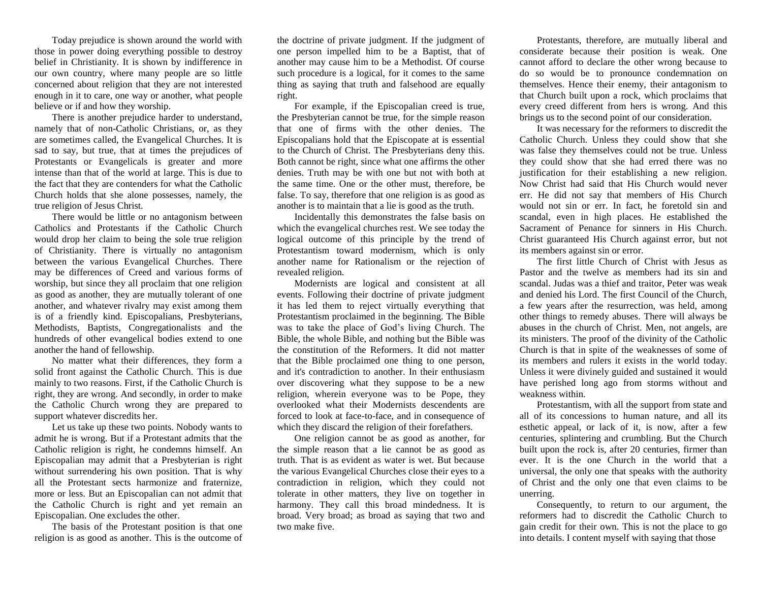Today prejudice is shown around the world with those in power doing everything possible to destroy belief in Christianity. It is shown by indifference in our own country, where many people are so little concerned about religion that they are not interested enough in it to care, one way or another, what people believe or if and how they worship.

There is another prejudice harder to understand, namely that of non-Catholic Christians, or, as they are sometimes called, the Evangelical Churches. It is sad to say, but true, that at times the prejudices of Protestants or Evangelicals is greater and more intense than that of the world at large. This is due to the fact that they are contenders for what the Catholic Church holds that she alone possesses, namely, the true religion of Jesus Christ.

There would be little or no antagonism between Catholics and Protestants if the Catholic Church would drop her claim to being the sole true religion of Christianity. There is virtually no antagonism between the various Evangelical Churches. There may be differences of Creed and various forms of worship, but since they all proclaim that one religion as good as another, they are mutually tolerant of one another, and whatever rivalry may exist among them is of a friendly kind. Episcopalians, Presbyterians, Methodists, Baptists, Congregationalists and the hundreds of other evangelical bodies extend to one another the hand of fellowship.

No matter what their differences, they form a solid front against the Catholic Church. This is due mainly to two reasons. First, if the Catholic Church is right, they are wrong. And secondly, in order to make the Catholic Church wrong they are prepared to support whatever discredits her.

Let us take up these two points. Nobody wants to admit he is wrong. But if a Protestant admits that the Catholic religion is right, he condemns himself. An Episcopalian may admit that a Presbyterian is right without surrendering his own position. That is why all the Protestant sects harmonize and fraternize, more or less. But an Episcopalian can not admit that the Catholic Church is right and yet remain an Episcopalian. One excludes the other.

The basis of the Protestant position is that one religion is as good as another. This is the outcome of the doctrine of private judgment. If the judgment of one person impelled him to be a Baptist, that of another may cause him to be a Methodist. Of course such procedure is a logical, for it comes to the same thing as saying that truth and falsehood are equally right.

For example, if the Episcopalian creed is true, the Presbyterian cannot be true, for the simple reason that one of firms with the other denies. The Episcopalians hold that the Episcopate at is essential to the Church of Christ. The Presbyterians deny this. Both cannot be right, since what one affirms the other denies. Truth may be with one but not with both at the same time. One or the other must, therefore, be false. To say, therefore that one religion is as good as another is to maintain that a lie is good as the truth.

Incidentally this demonstrates the false basis on which the evangelical churches rest. We see today the logical outcome of this principle by the trend of Protestantism toward modernism, which is only another name for Rationalism or the rejection of revealed religion.

Modernists are logical and consistent at all events. Following their doctrine of private judgment it has led them to reject virtually everything that Protestantism proclaimed in the beginning. The Bible was to take the place of God's living Church. The Bible, the whole Bible, and nothing but the Bible was the constitution of the Reformers. It did not matter that the Bible proclaimed one thing to one person, and it's contradiction to another. In their enthusiasm over discovering what they suppose to be a new religion, wherein everyone was to be Pope, they overlooked what their Modernists descendents are forced to look at face-to-face, and in consequence of which they discard the religion of their forefathers.

One religion cannot be as good as another, for the simple reason that a lie cannot be as good as truth. That is as evident as water is wet. But because the various Evangelical Churches close their eyes to a contradiction in religion, which they could not tolerate in other matters, they live on together in harmony. They call this broad mindedness. It is broad. Very broad; as broad as saying that two and two make five.

Protestants, therefore, are mutually liberal and considerate because their position is weak. One cannot afford to declare the other wrong because to do so would be to pronounce condemnation on themselves. Hence their enemy, their antagonism to that Church built upon a rock, which proclaims that every creed different from hers is wrong. And this brings us to the second point of our consideration.

It was necessary for the reformers to discredit the Catholic Church. Unless they could show that she was false they themselves could not be true. Unless they could show that she had erred there was no justification for their establishing a new religion. Now Christ had said that His Church would never err. He did not say that members of His Church would not sin or err. In fact, he foretold sin and scandal, even in high places. He established the Sacrament of Penance for sinners in His Church. Christ guaranteed His Church against error, but not its members against sin or error.

The first little Church of Christ with Jesus as Pastor and the twelve as members had its sin and scandal. Judas was a thief and traitor, Peter was weak and denied his Lord. The first Council of the Church, a few years after the resurrection, was held, among other things to remedy abuses. There will always be abuses in the church of Christ. Men, not angels, are its ministers. The proof of the divinity of the Catholic Church is that in spite of the weaknesses of some of its members and rulers it exists in the world today. Unless it were divinely guided and sustained it would have perished long ago from storms without and weakness within.

Protestantism, with all the support from state and all of its concessions to human nature, and all its esthetic appeal, or lack of it, is now, after a few centuries, splintering and crumbling. But the Church built upon the rock is, after 20 centuries, firmer than ever. It is the one Church in the world that a universal, the only one that speaks with the authority of Christ and the only one that even claims to be unerring.

Consequently, to return to our argument, the reformers had to discredit the Catholic Church to gain credit for their own. This is not the place to go into details. I content myself with saying that those